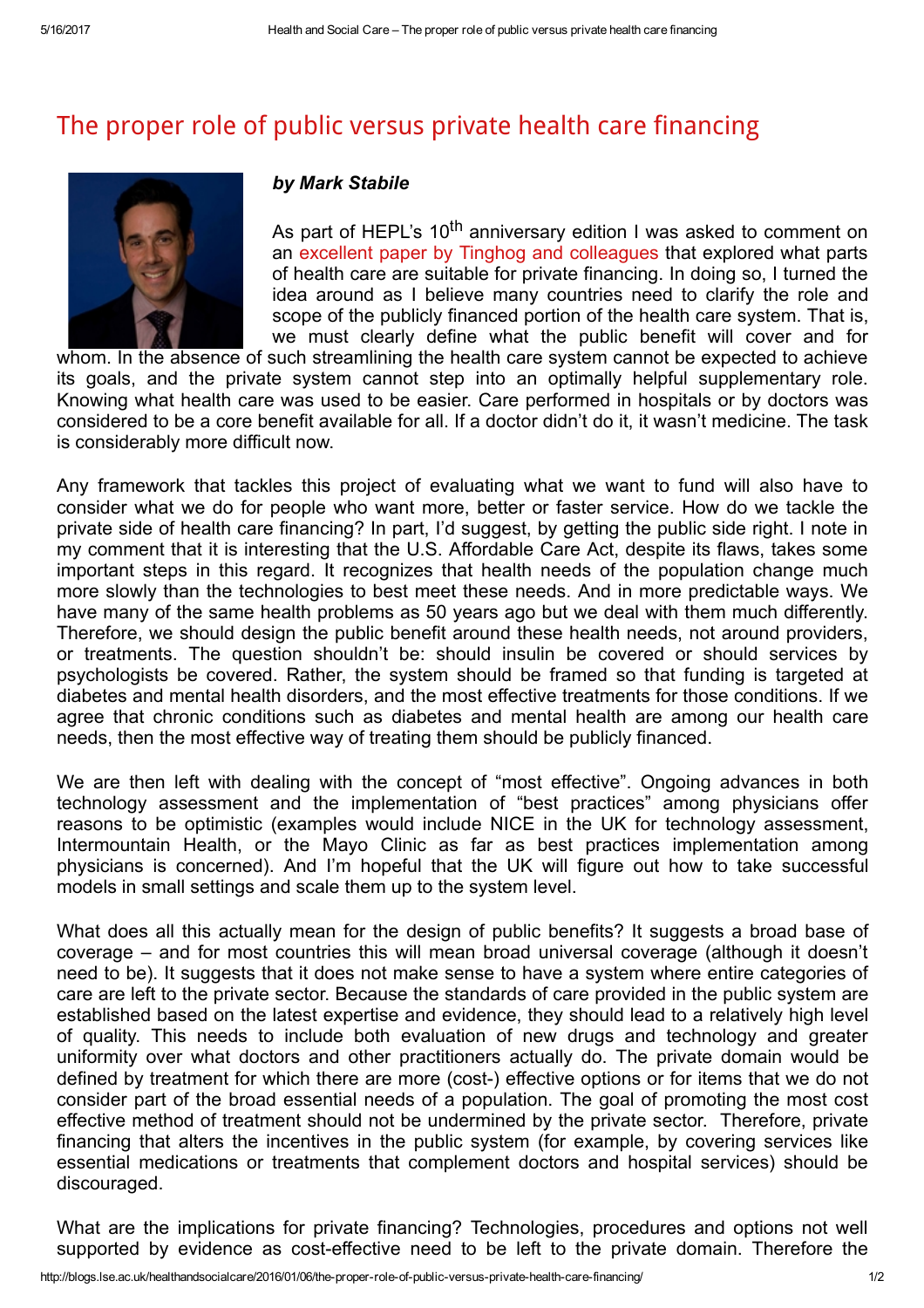# The proper role of public versus private health care financing

***by Mark Stabile***

As part of HEPL's 10th anniversary edition I was asked to comment on an excellent paper by Tinghog and colleagues that explored what parts of health care are suitable for private financing. In doing so, I turned the idea around as I believe many countries need to clarify the role and scope of the publicly financed portion of the health care system. That is, we must clearly define what the public benefit will cover and for whom. In the absence of such streamlining the health care system cannot be expected to achieve its goals, and the private system cannot step into an optimally helpful supplementary role. Knowing what health care was used to be easier. Care performed in hospitals or by doctors was considered to be a core benefit available for all. If a doctor didn't do it, it wasn't medicine. The task is considerably more difficult now.

Any framework that tackles this project of evaluating what we want to fund will also have to consider what we do for people who want more, better or faster service. How do we tackle the private side of health care financing? In part, I'd suggest, by getting the public side right. I note in my comment that it is interesting that the U.S. Affordable Care Act, despite its flaws, takes some important steps in this regard. It recognizes that health needs of the population change much more slowly than the technologies to best meet these needs. And in more predictable ways. We have many of the same health problems as 50 years ago but we deal with them much differently. Therefore, we should design the public benefit around these health needs, not around providers, or treatments. The question shouldn't be: should insulin be covered or should services by psychologists be covered. Rather, the system should be framed so that funding is targeted at diabetes and mental health disorders, and the most effective treatments for those conditions. If we agree that chronic conditions such as diabetes and mental health are among our health care needs, then the most effective way of treating them should be publicly financed.

We are then left with dealing with the concept of "most effective". Ongoing advances in both technology assessment and the implementation of "best practices" among physicians offer reasons to be optimistic (examples would include NICE in the UK for technology assessment, Intermountain Health, or the Mayo Clinic as far as best practices implementation among physicians is concerned). And I'm hopeful that the UK will figure out how to take successful models in small settings and scale them up to the system level.

What does all this actually mean for the design of public benefits? It suggests a broad base of coverage – and for most countries this will mean broad universal coverage (although it doesn't need to be). It suggests that it does not make sense to have a system where entire categories of care are left to the private sector. Because the standards of care provided in the public system are established based on the latest expertise and evidence, they should lead to a relatively high level of quality. This needs to include both evaluation of new drugs and technology and greater uniformity over what doctors and other practitioners actually do. The private domain would be defined by treatment for which there are more (cost-) effective options or for items that we do not consider part of the broad essential needs of a population. The goal of promoting the most cost effective method of treatment should not be undermined by the private sector. Therefore, private financing that alters the incentives in the public system (for example, by covering services like essential medications or treatments that complement doctors and hospital services) should be discouraged.

What are the implications for private financing? Technologies, procedures and options not well supported by evidence as cost-effective need to be left to the private domain. Therefore the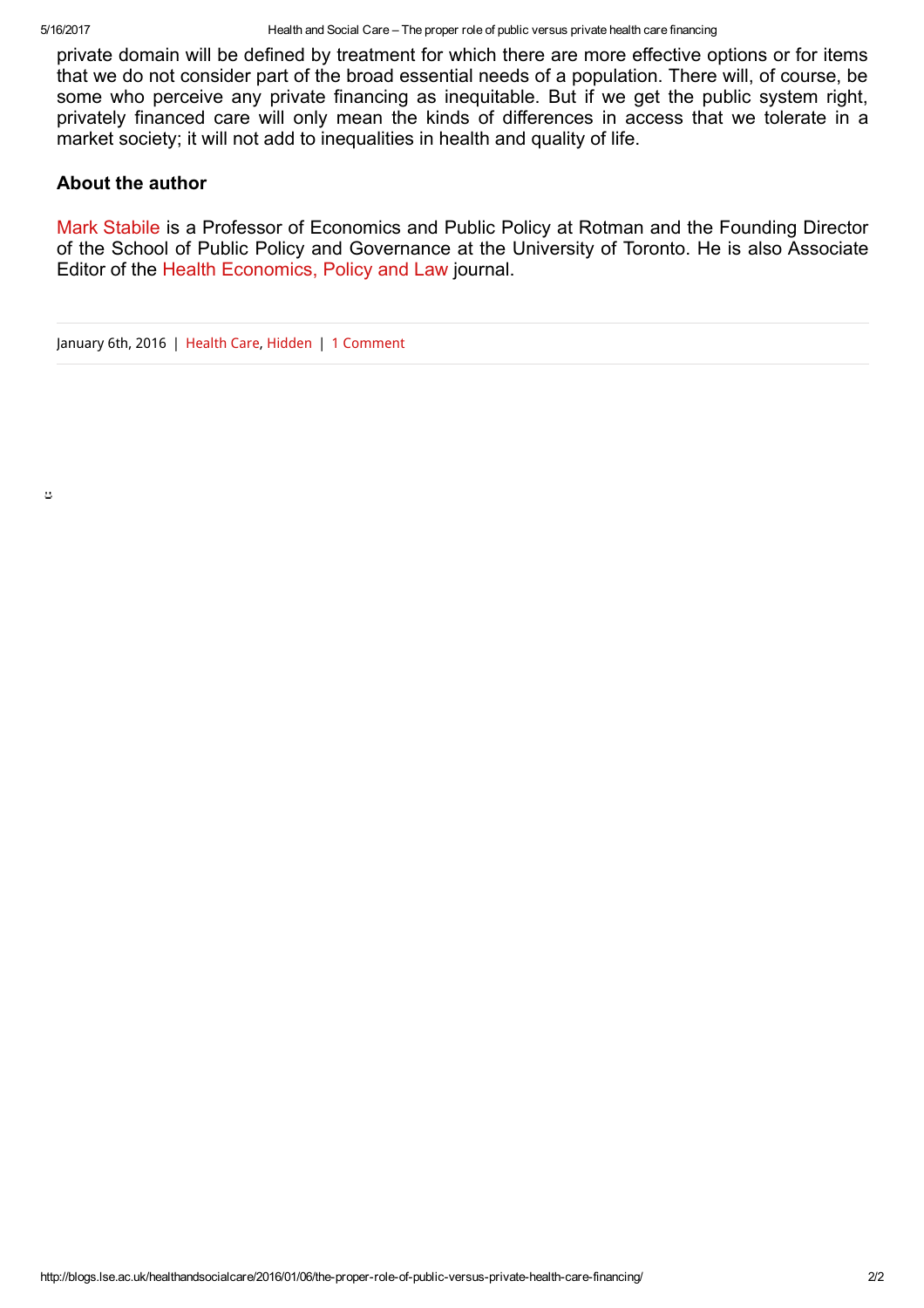private domain will be defined by treatment for which there are more effective options or for items that we do not consider part of the broad essential needs of a population. There will, of course, be some who perceive any private financing as inequitable. But if we get the public system right, privately financed care will only mean the kinds of differences in access that we tolerate in a market society; it will not add to inequalities in health and quality of life.

### About the author

Mark Stabile is a Professor of Economics and Public Policy at Rotman and the Founding Director of the School of Public Policy and Governance at the University of Toronto. He is also Associate Editor of the Health Economics, Policy and Law journal.

January 6th, 2016 | Health Care, Hidden | 1 Comment